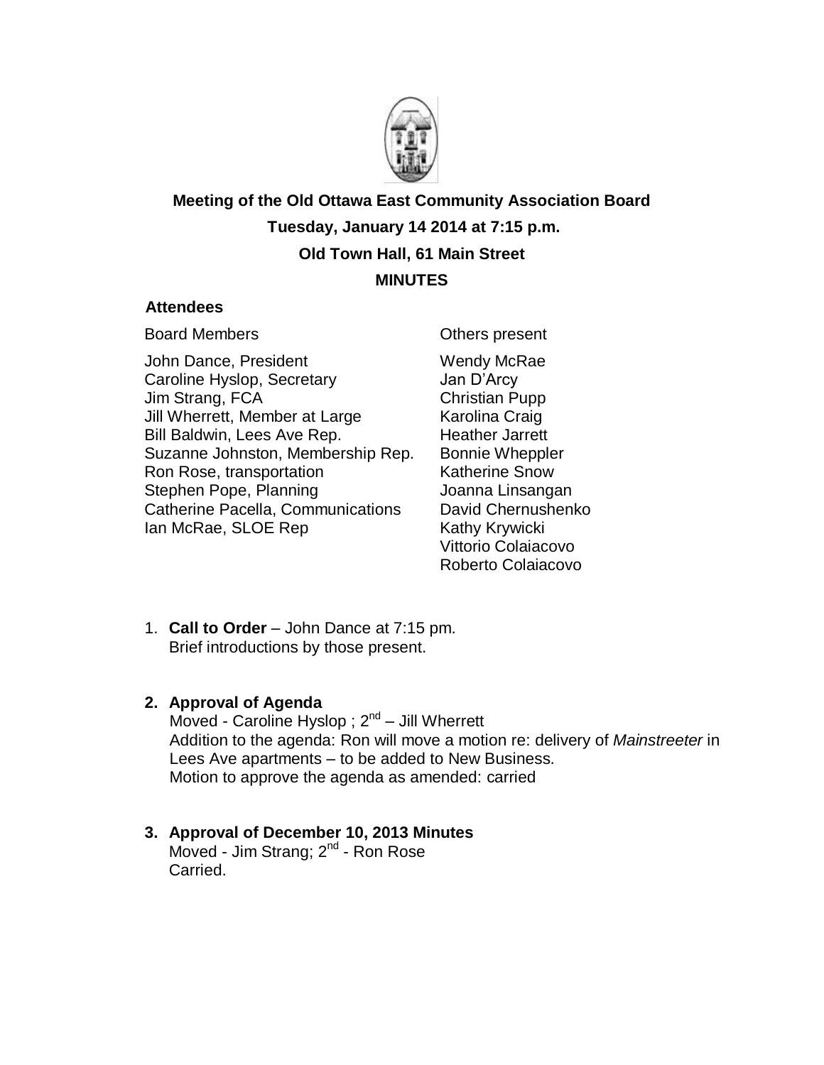**Meeting of the Old Ottawa East Community Association Board**

**Tuesday, January 14 2014 at 7:15 p.m.**

**Old Town Hall, 61 Main Street**

**MINUTES**

**Attendees**

| Board Members | Others present |
| --- | --- |
| John Dance, President | Wendy McRae |
| Caroline Hyslop, Secretary | Jan D'Arcy |
| Jim Strang, FCA | Christian Pupp |
| Jill Wherrett, Member at Large | Karolina Craig |
| Bill Baldwin, Lees Ave Rep. | Heather Jarrett |
| Suzanne Johnston, Membership Rep. | Bonnie Wheppler |
| Ron Rose, transportation | Katherine Snow |
| Stephen Pope, Planning | Joanna Linsangan |
| Catherine Pacella, Communications | David Chernushenko |
| Ian McRae, SLOE Rep | Kathy Krywicki |
| | Vittorio Colaiacovo |
| | Roberto Colaiacovo |

1. **Call to Order** – John Dance at 7:15 pm.
   Brief introductions by those present.

2. **Approval of Agenda**
   Moved - Caroline Hyslop ; 2nd – Jill Wherrett
   Addition to the agenda: Ron will move a motion re: delivery of *Mainstreeter* in Lees Ave apartments – to be added to New Business.
   Motion to approve the agenda as amended: carried

3. **Approval of December 10, 2013 Minutes**
   Moved - Jim Strang; 2nd - Ron Rose
   Carried.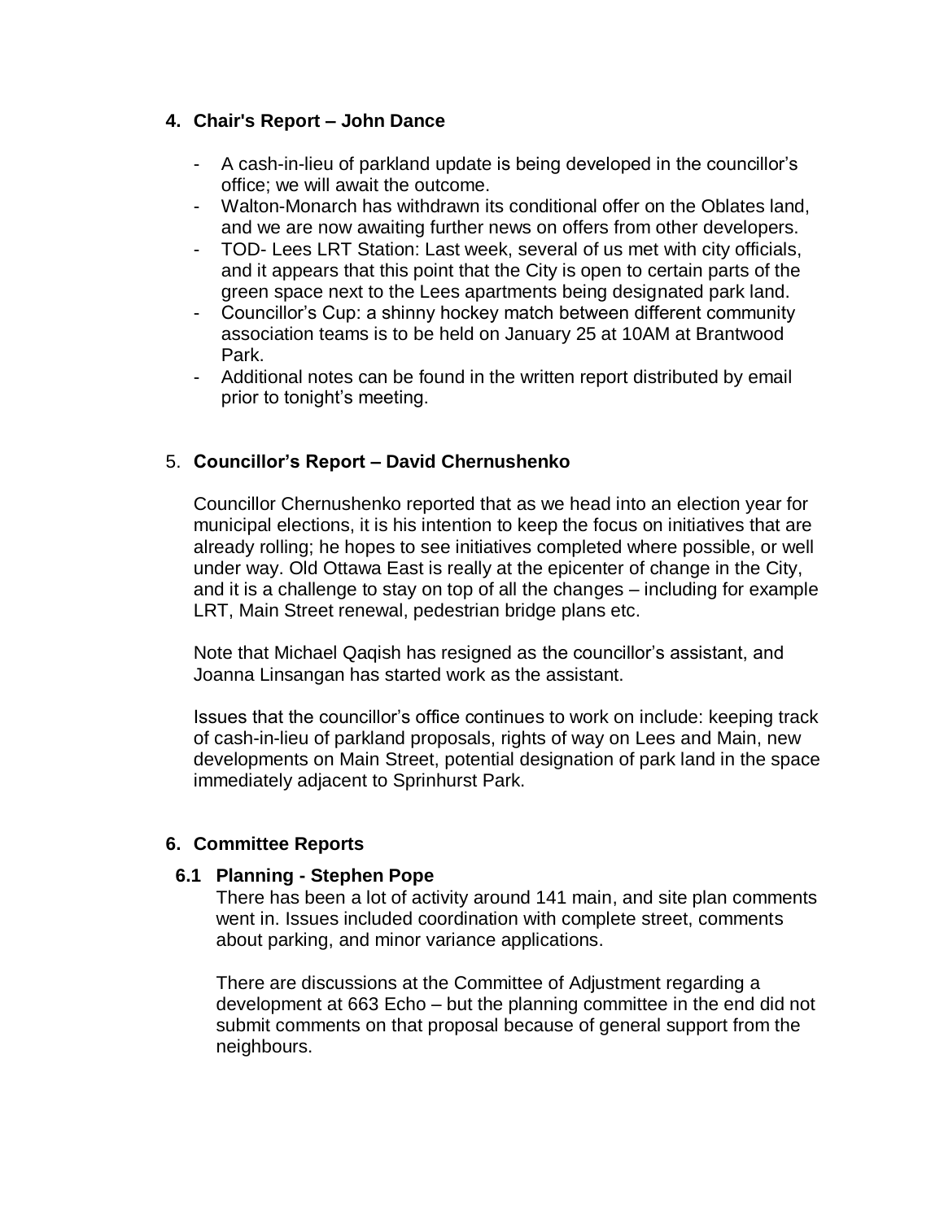## 4. Chair's Report – John Dance

- A cash-in-lieu of parkland update is being developed in the councillor's office; we will await the outcome.
- Walton-Monarch has withdrawn its conditional offer on the Oblates land, and we are now awaiting further news on offers from other developers.
- TOD- Lees LRT Station: Last week, several of us met with city officials, and it appears that this point that the City is open to certain parts of the green space next to the Lees apartments being designated park land.
- Councillor's Cup: a shinny hockey match between different community association teams is to be held on January 25 at 10AM at Brantwood Park.
- Additional notes can be found in the written report distributed by email prior to tonight's meeting.

## 5. Councillor's Report – David Chernushenko

Councillor Chernushenko reported that as we head into an election year for municipal elections, it is his intention to keep the focus on initiatives that are already rolling; he hopes to see initiatives completed where possible, or well under way. Old Ottawa East is really at the epicenter of change in the City, and it is a challenge to stay on top of all the changes – including for example LRT, Main Street renewal, pedestrian bridge plans etc.

Note that Michael Qaqish has resigned as the councillor's assistant, and Joanna Linsangan has started work as the assistant.

Issues that the councillor's office continues to work on include: keeping track of cash-in-lieu of parkland proposals, rights of way on Lees and Main, new developments on Main Street, potential designation of park land in the space immediately adjacent to Sprinhurst Park.

## 6. Committee Reports

### 6.1 Planning - Stephen Pope

There has been a lot of activity around 141 main, and site plan comments went in. Issues included coordination with complete street, comments about parking, and minor variance applications.

There are discussions at the Committee of Adjustment regarding a development at 663 Echo – but the planning committee in the end did not submit comments on that proposal because of general support from the neighbours.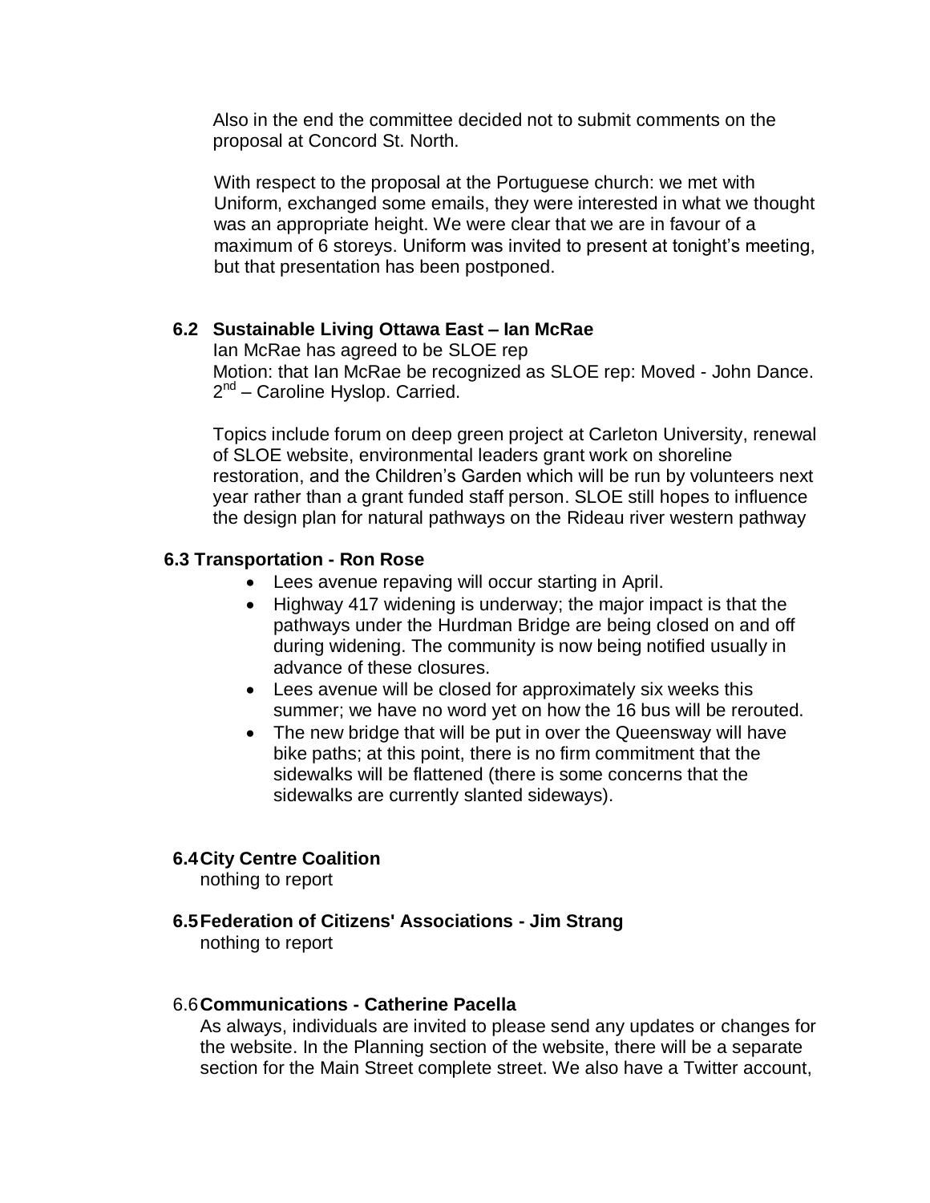Also in the end the committee decided not to submit comments on the proposal at Concord St. North.

With respect to the proposal at the Portuguese church: we met with Uniform, exchanged some emails, they were interested in what we thought was an appropriate height. We were clear that we are in favour of a maximum of 6 storeys. Uniform was invited to present at tonight's meeting, but that presentation has been postponed.

### 6.2 Sustainable Living Ottawa East – Ian McRae

Ian McRae has agreed to be SLOE rep
Motion: that Ian McRae be recognized as SLOE rep: Moved - John Dance. 2nd – Caroline Hyslop. Carried.

Topics include forum on deep green project at Carleton University, renewal of SLOE website, environmental leaders grant work on shoreline restoration, and the Children's Garden which will be run by volunteers next year rather than a grant funded staff person. SLOE still hopes to influence the design plan for natural pathways on the Rideau river western pathway

### 6.3 Transportation - Ron Rose

- Lees avenue repaving will occur starting in April.
- Highway 417 widening is underway; the major impact is that the pathways under the Hurdman Bridge are being closed on and off during widening. The community is now being notified usually in advance of these closures.
- Lees avenue will be closed for approximately six weeks this summer; we have no word yet on how the 16 bus will be rerouted.
- The new bridge that will be put in over the Queensway will have bike paths; at this point, there is no firm commitment that the sidewalks will be flattened (there is some concerns that the sidewalks are currently slanted sideways).

### 6.4 City Centre Coalition

nothing to report

### 6.5 Federation of Citizens' Associations - Jim Strang

nothing to report

### 6.6 Communications - Catherine Pacella

As always, individuals are invited to please send any updates or changes for the website. In the Planning section of the website, there will be a separate section for the Main Street complete street. We also have a Twitter account,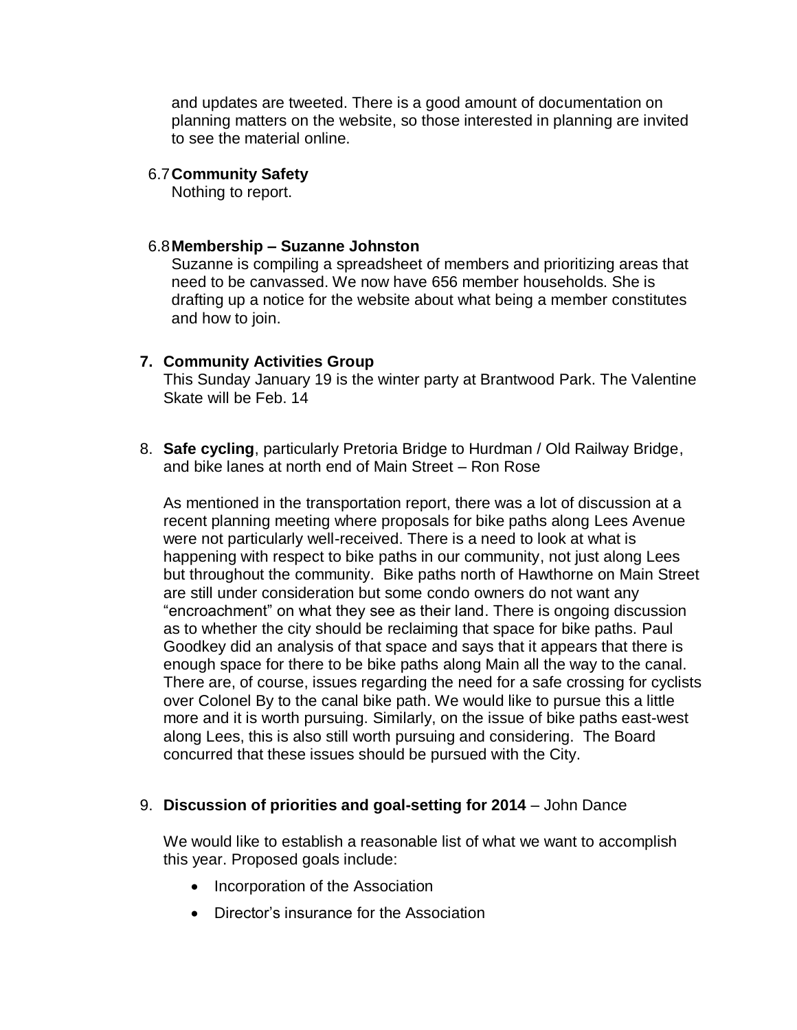and updates are tweeted. There is a good amount of documentation on planning matters on the website, so those interested in planning are invited to see the material online.

### 6.7 Community Safety

Nothing to report.

### 6.8 Membership – Suzanne Johnston

Suzanne is compiling a spreadsheet of members and prioritizing areas that need to be canvassed. We now have 656 member households. She is drafting up a notice for the website about what being a member constitutes and how to join.

## 7. Community Activities Group

This Sunday January 19 is the winter party at Brantwood Park. The Valentine Skate will be Feb. 14

8. **Safe cycling**, particularly Pretoria Bridge to Hurdman / Old Railway Bridge, and bike lanes at north end of Main Street – Ron Rose

As mentioned in the transportation report, there was a lot of discussion at a recent planning meeting where proposals for bike paths along Lees Avenue were not particularly well-received. There is a need to look at what is happening with respect to bike paths in our community, not just along Lees but throughout the community. Bike paths north of Hawthorne on Main Street are still under consideration but some condo owners do not want any "encroachment" on what they see as their land. There is ongoing discussion as to whether the city should be reclaiming that space for bike paths. Paul Goodkey did an analysis of that space and says that it appears that there is enough space for there to be bike paths along Main all the way to the canal. There are, of course, issues regarding the need for a safe crossing for cyclists over Colonel By to the canal bike path. We would like to pursue this a little more and it is worth pursuing. Similarly, on the issue of bike paths east-west along Lees, this is also still worth pursuing and considering. The Board concurred that these issues should be pursued with the City.

9. **Discussion of priorities and goal-setting for 2014** – John Dance

We would like to establish a reasonable list of what we want to accomplish this year. Proposed goals include:

- Incorporation of the Association
- Director's insurance for the Association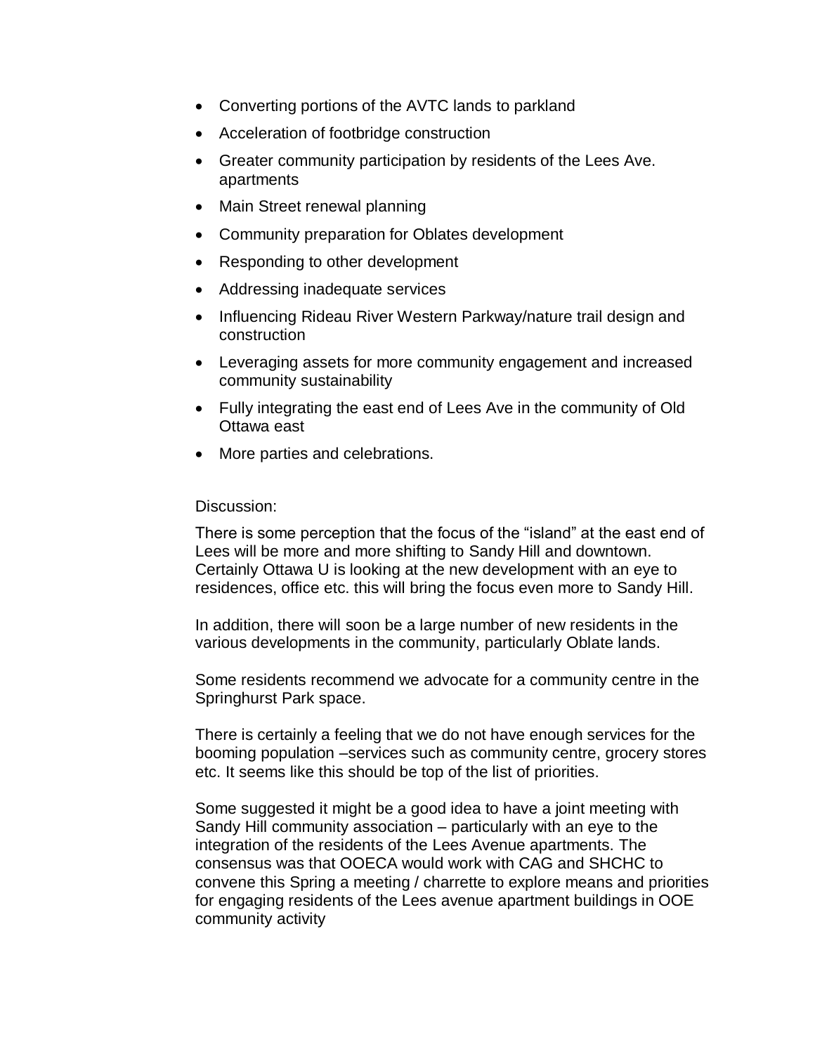- Converting portions of the AVTC lands to parkland
- Acceleration of footbridge construction
- Greater community participation by residents of the Lees Ave. apartments
- Main Street renewal planning
- Community preparation for Oblates development
- Responding to other development
- Addressing inadequate services
- Influencing Rideau River Western Parkway/nature trail design and construction
- Leveraging assets for more community engagement and increased community sustainability
- Fully integrating the east end of Lees Ave in the community of Old Ottawa east
- More parties and celebrations.

Discussion:

There is some perception that the focus of the “island” at the east end of Lees will be more and more shifting to Sandy Hill and downtown. Certainly Ottawa U is looking at the new development with an eye to residences, office etc. this will bring the focus even more to Sandy Hill.

In addition, there will soon be a large number of new residents in the various developments in the community, particularly Oblate lands.

Some residents recommend we advocate for a community centre in the Springhurst Park space.

There is certainly a feeling that we do not have enough services for the booming population –services such as community centre, grocery stores etc. It seems like this should be top of the list of priorities.

Some suggested it might be a good idea to have a joint meeting with Sandy Hill community association – particularly with an eye to the integration of the residents of the Lees Avenue apartments. The consensus was that OOECA would work with CAG and SHCHC to convene this Spring a meeting / charrette to explore means and priorities for engaging residents of the Lees avenue apartment buildings in OOE community activity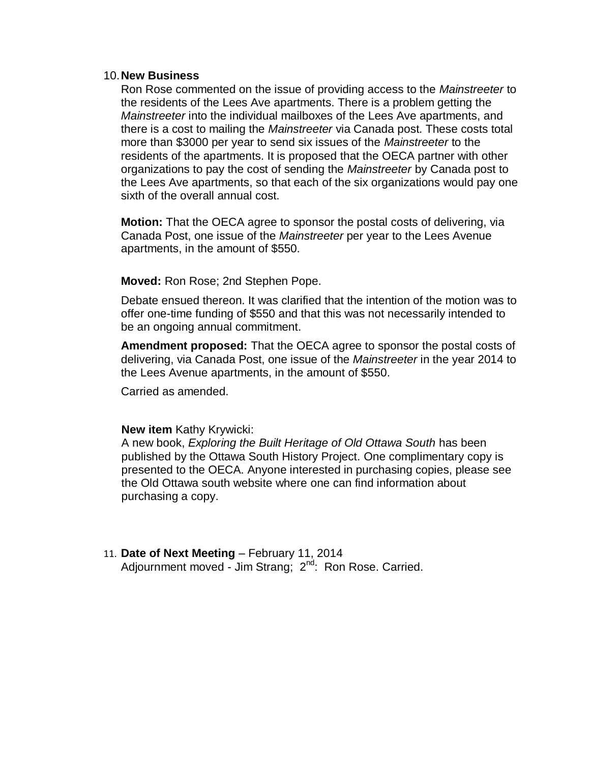10. **New Business**

Ron Rose commented on the issue of providing access to the *Mainstreeter* to the residents of the Lees Ave apartments. There is a problem getting the *Mainstreeter* into the individual mailboxes of the Lees Ave apartments, and there is a cost to mailing the *Mainstreeter* via Canada post. These costs total more than $3000 per year to send six issues of the *Mainstreeter* to the residents of the apartments. It is proposed that the OECA partner with other organizations to pay the cost of sending the *Mainstreeter* by Canada post to the Lees Ave apartments, so that each of the six organizations would pay one sixth of the overall annual cost.

**Motion:** That the OECA agree to sponsor the postal costs of delivering, via Canada Post, one issue of the *Mainstreeter* per year to the Lees Avenue apartments, in the amount of $550.

**Moved:** Ron Rose; 2nd Stephen Pope.

Debate ensued thereon. It was clarified that the intention of the motion was to offer one-time funding of $550 and that this was not necessarily intended to be an ongoing annual commitment.

**Amendment proposed:** That the OECA agree to sponsor the postal costs of delivering, via Canada Post, one issue of the *Mainstreeter* in the year 2014 to the Lees Avenue apartments, in the amount of $550.

Carried as amended.

**New item** Kathy Krywicki:

A new book, *Exploring the Built Heritage of Old Ottawa South* has been published by the Ottawa South History Project. One complimentary copy is presented to the OECA. Anyone interested in purchasing copies, please see the Old Ottawa south website where one can find information about purchasing a copy.

11. **Date of Next Meeting** – February 11, 2014

Adjournment moved - Jim Strang; 2nd: Ron Rose. Carried.